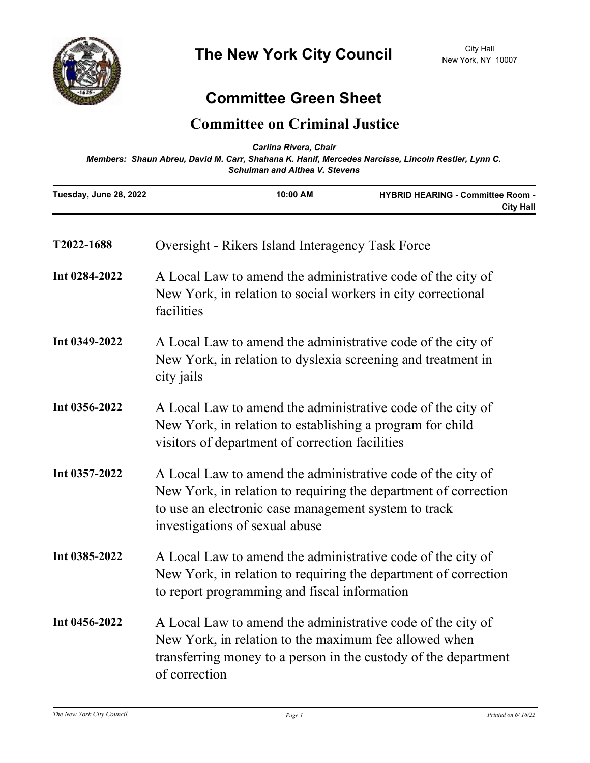# The New York City Council

City Hall
New York, NY 10007

## Committee Green Sheet

## Committee on Criminal Justice

*Carlina Rivera, Chair*

*Members: Shaun Abreu, David M. Carr, Shahana K. Hanif, Mercedes Narcisse, Lincoln Restler, Lynn C. Schulman and Althea V. Stevens*

| Tuesday, June 28, 2022 | 10:00 AM | HYBRID HEARING - Committee Room - City Hall |
|---|---|---|

**T2022-1688** Oversight - Rikers Island Interagency Task Force

**Int 0284-2022** A Local Law to amend the administrative code of the city of New York, in relation to social workers in city correctional facilities

**Int 0349-2022** A Local Law to amend the administrative code of the city of New York, in relation to dyslexia screening and treatment in city jails

**Int 0356-2022** A Local Law to amend the administrative code of the city of New York, in relation to establishing a program for child visitors of department of correction facilities

**Int 0357-2022** A Local Law to amend the administrative code of the city of New York, in relation to requiring the department of correction to use an electronic case management system to track investigations of sexual abuse

**Int 0385-2022** A Local Law to amend the administrative code of the city of New York, in relation to requiring the department of correction to report programming and fiscal information

**Int 0456-2022** A Local Law to amend the administrative code of the city of New York, in relation to the maximum fee allowed when transferring money to a person in the custody of the department of correction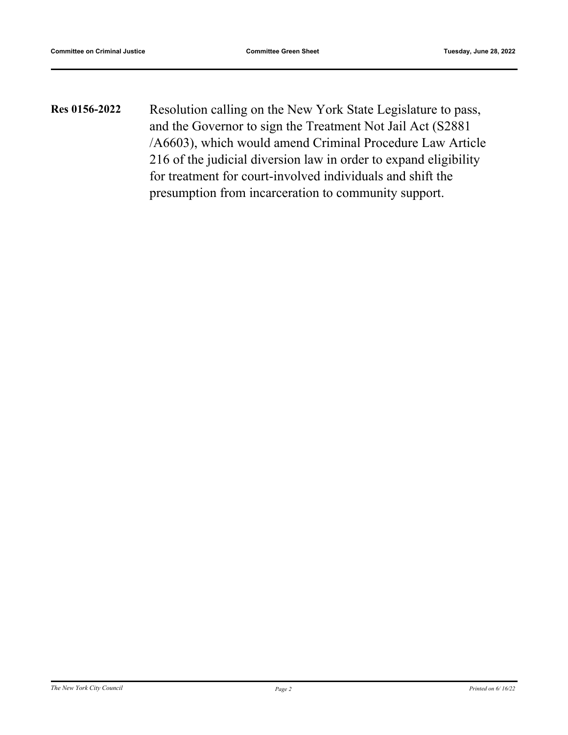**Res 0156-2022** Resolution calling on the New York State Legislature to pass, and the Governor to sign the Treatment Not Jail Act (S2881 /A6603), which would amend Criminal Procedure Law Article 216 of the judicial diversion law in order to expand eligibility for treatment for court-involved individuals and shift the presumption from incarceration to community support.